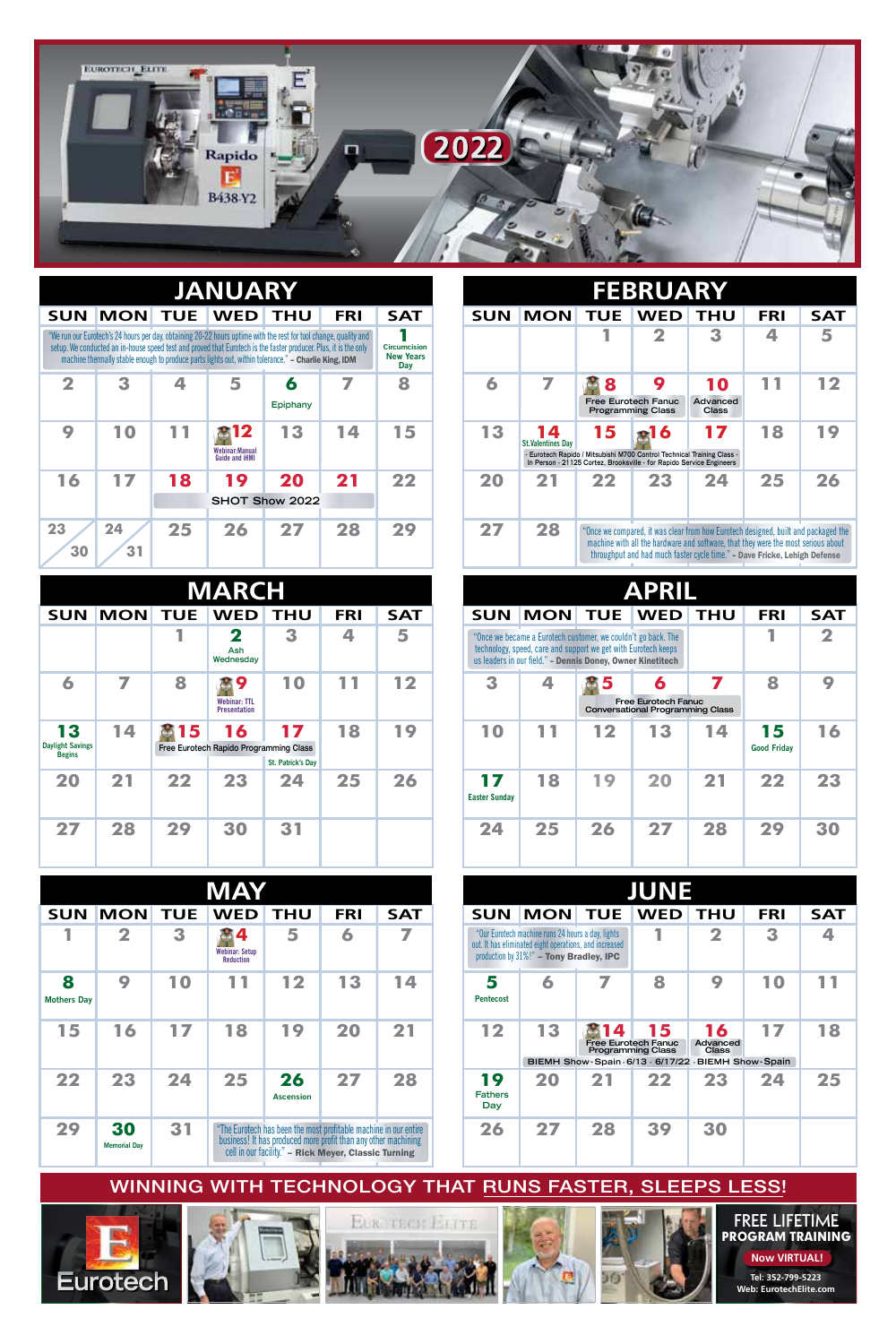# 2022

## JANUARY

| SUN | MON | TUE | WED | THU | FRI | SAT |
|---|---|---|---|---|---|---|
| "We run our Eurotech's 24 hours per day, obtaining 20-22 hours uptime with the rest for tool change, quality and setup. We conducted an in-house speed test and proved that Eurotech is the faster producer. Plus, it is the only machine thermally stable enough to produce parts lights out, within tolerance." – **Charlie King, IDM** | | | | | | 1 Circumcision New Years Day |
| 2 | 3 | 4 | 5 | 6 Epiphany | 7 | 8 |
| 9 | 10 | 11 | 12 Webinar: Manual Guide and iHMI | 13 | 14 | 15 |
| 16 | 17 | 18 SHOT Show 2022 | 19 SHOT Show 2022 | 20 SHOT Show 2022 | 21 SHOT Show 2022 | 22 |
| 23 / 30 | 24 / 31 | 25 | 26 | 27 | 28 | 29 |

## FEBRUARY

| SUN | MON | TUE | WED | THU | FRI | SAT |
|---|---|---|---|---|---|---|
| | | 1 | 2 | 3 | 4 | 5 |
| 6 | 7 | 8 Free Eurotech Fanuc Programming Class | 9 Free Eurotech Fanuc Programming Class | 10 Advanced Class | 11 | 12 |
| 13 | 14 St.Valentines Day | 15 | 16 | 17 | 18 | 19 |
| 20 | 21 | 22 | 23 | 24 | 25 | 26 |
| 27 | 28 | "Once we compared, it was clear from how Eurotech designed, built and packaged the machine with all the hardware and software, that they were the most serious about throughput and had much faster cycle time." – **Dave Fricke, Lehigh Defense** | | | | |

Feb 14–17: Eurotech Rapido / Mitsubishi M700 Control Technical Training Class - In Person - 21125 Cortez, Brooksville - for Rapido Service Engineers

## MARCH

| SUN | MON | TUE | WED | THU | FRI | SAT |
|---|---|---|---|---|---|---|
| | | 1 | 2 Ash Wednesday | 3 | 4 | 5 |
| 6 | 7 | 8 | 9 Webinar: TTL Presentation | 10 | 11 | 12 |
| 13 Daylight Savings Begins | 14 | 15 Free Eurotech Rapido Programming Class | 16 Free Eurotech Rapido Programming Class | 17 Free Eurotech Rapido Programming Class / St. Patrick's Day | 18 | 19 |
| 20 | 21 | 22 | 23 | 24 | 25 | 26 |
| 27 | 28 | 29 | 30 | 31 | | |

## APRIL

| SUN | MON | TUE | WED | THU | FRI | SAT |
|---|---|---|---|---|---|---|
| "Once we became a Eurotech customer, we couldn't go back. The technology, speed, care and support we get with Eurotech keeps us leaders in our field." – **Dennis Doney, Owner Kinetitech** | | | | | 1 | 2 |
| 3 | 4 | 5 Free Eurotech Fanuc Conversational Programming Class | 6 Free Eurotech Fanuc Conversational Programming Class | 7 Free Eurotech Fanuc Conversational Programming Class | 8 | 9 |
| 10 | 11 | 12 | 13 | 14 | 15 Good Friday | 16 |
| 17 Easter Sunday | 18 | 19 | 20 | 21 | 22 | 23 |
| 24 | 25 | 26 | 27 | 28 | 29 | 30 |

## MAY

| SUN | MON | TUE | WED | THU | FRI | SAT |
|---|---|---|---|---|---|---|
| 1 | 2 | 3 | 4 Webinar: Setup Reduction | 5 | 6 | 7 |
| 8 Mothers Day | 9 | 10 | 11 | 12 | 13 | 14 |
| 15 | 16 | 17 | 18 | 19 | 20 | 21 |
| 22 | 23 | 24 | 25 | 26 Ascension | 27 | 28 |
| 29 | 30 Memorial Day | 31 | "The Eurotech has been the most profitable machine in our entire business! It has produced more profit than any other machining cell in our facility." – **Rick Meyer, Classic Turning** | | | |

## JUNE

| SUN | MON | TUE | WED | THU | FRI | SAT |
|---|---|---|---|---|---|---|
| "Our Eurotech machine runs 24 hours a day, lights out. It has eliminated eight operations, and increased production by 31%!" – **Tony Bradley, IPC** | | | 1 | 2 | 3 | 4 |
| 5 Pentecost | 6 | 7 | 8 | 9 | 10 | 11 |
| 12 | 13 | 14 Free Eurotech Fanuc Programming Class | 15 Free Eurotech Fanuc Programming Class | 16 Advanced Class | 17 | 18 |
| 19 Fathers Day | 20 | 21 | 22 | 23 | 24 | 25 |
| 26 | 27 | 28 | 39 | 30 | | |

BIEMH Show - Spain - 6/13 - 6/17/22 - BIEMH Show - Spain

## WINNING WITH TECHNOLOGY THAT RUNS FASTER, SLEEPS LESS!

Eurotech

**FREE LIFETIME PROGRAM TRAINING**

Now VIRTUAL!

Tel: 352-799-5223
Web: EurotechElite.com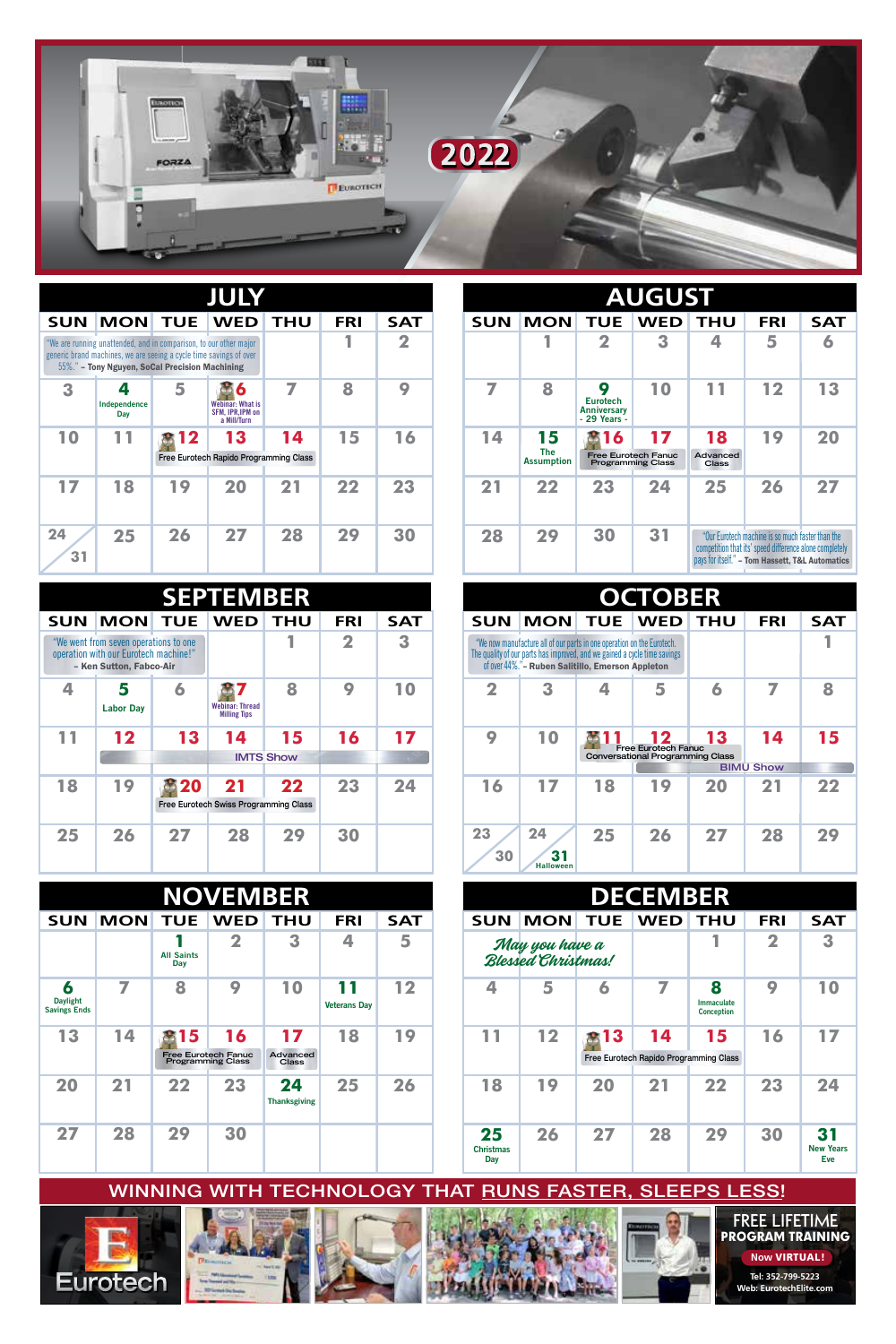# 2022

## JULY

| SUN | MON | TUE | WED | THU | FRI | SAT |
|---|---|---|---|---|---|---|
| "We are running unattended, and in comparison, to our other major generic brand machines, we are seeing a cycle time savings of over 55%." – Tony Nguyen, SoCal Precision Machining | | | | | 1 | 2 |
| 3 | 4 Independence Day | 5 | 6 Webinar: What is SFM, IPR, IPM on a Mill/Turn | 7 | 8 | 9 |
| 10 | 11 | 12 Free Eurotech Rapido Programming Class | 13 | 14 | 15 | 16 |
| 17 | 18 | 19 | 20 | 21 | 22 | 23 |
| 24 / 31 | 25 | 26 | 27 | 28 | 29 | 30 |

## AUGUST

| SUN | MON | TUE | WED | THU | FRI | SAT |
|---|---|---|---|---|---|---|
| | 1 | 2 | 3 | 4 | 5 | 6 |
| 7 | 8 | 9 Eurotech Anniversary - 29 Years - | 10 | 11 | 12 | 13 |
| 14 | 15 The Assumption | 16 Free Eurotech Fanuc Programming Class | 17 | 18 Advanced Class | 19 | 20 |
| 21 | 22 | 23 | 24 | 25 | 26 | 27 |
| 28 | 29 | 30 | 31 | "Our Eurotech machine is so much faster than the competition that its' speed difference alone completely pays for itself." – Tom Hassett, T&L Automatics | | |

## SEPTEMBER

| SUN | MON | TUE | WED | THU | FRI | SAT |
|---|---|---|---|---|---|---|
| "We went from seven operations to one operation with our Eurotech machine!" – Ken Sutton, Fabco-Air | | | | 1 | 2 | 3 |
| 4 | 5 Labor Day | 6 | 7 Webinar: Thread Milling Tips | 8 | 9 | 10 |
| 11 | 12 | 13 | 14 IMTS Show | 15 | 16 | 17 |
| 18 | 19 | 20 Free Eurotech Swiss Programming Class | 21 | 22 | 23 | 24 |
| 25 | 26 | 27 | 28 | 29 | 30 | |

## OCTOBER

| SUN | MON | TUE | WED | THU | FRI | SAT |
|---|---|---|---|---|---|---|
| "We now manufacture all of our parts in one operation on the Eurotech. The quality of our parts has improved, and we gained a cycle time savings of over 44%." – Ruben Salitillo, Emerson Appleton | | | | | | 1 |
| 2 | 3 | 4 | 5 | 6 | 7 | 8 |
| 9 | 10 | 11 Free Eurotech Fanuc Conversational Programming Class | 12 | 13 BIMU Show | 14 | 15 |
| 16 | 17 | 18 | 19 | 20 | 21 | 22 |
| 23 / 30 | 24 / 31 Halloween | 25 | 26 | 27 | 28 | 29 |

## NOVEMBER

| SUN | MON | TUE | WED | THU | FRI | SAT |
|---|---|---|---|---|---|---|
| | | 1 All Saints Day | 2 | 3 | 4 | 5 |
| 6 Daylight Savings Ends | 7 | 8 | 9 | 10 | 11 Veterans Day | 12 |
| 13 | 14 | 15 Free Eurotech Fanuc Programming Class | 16 | 17 Advanced Class | 18 | 19 |
| 20 | 21 | 22 | 23 | 24 Thanksgiving | 25 | 26 |
| 27 | 28 | 29 | 30 | | | |

## DECEMBER

| SUN | MON | TUE | WED | THU | FRI | SAT |
|---|---|---|---|---|---|---|
| *May you have a Blessed Christmas!* | | | | 1 | 2 | 3 |
| 4 | 5 | 6 | 7 | 8 Immaculate Conception | 9 | 10 |
| 11 | 12 | 13 Free Eurotech Rapido Programming Class | 14 | 15 | 16 | 17 |
| 18 | 19 | 20 | 21 | 22 | 23 | 24 |
| 25 Christmas Day | 26 | 27 | 28 | 29 | 30 | 31 New Years Eve |

WINNING WITH TECHNOLOGY THAT RUNS FASTER, SLEEPS LESS!

Eurotech

FREE LIFETIME PROGRAM TRAINING

Now VIRTUAL!

Tel: 352-799-5223
Web: EurotechElite.com